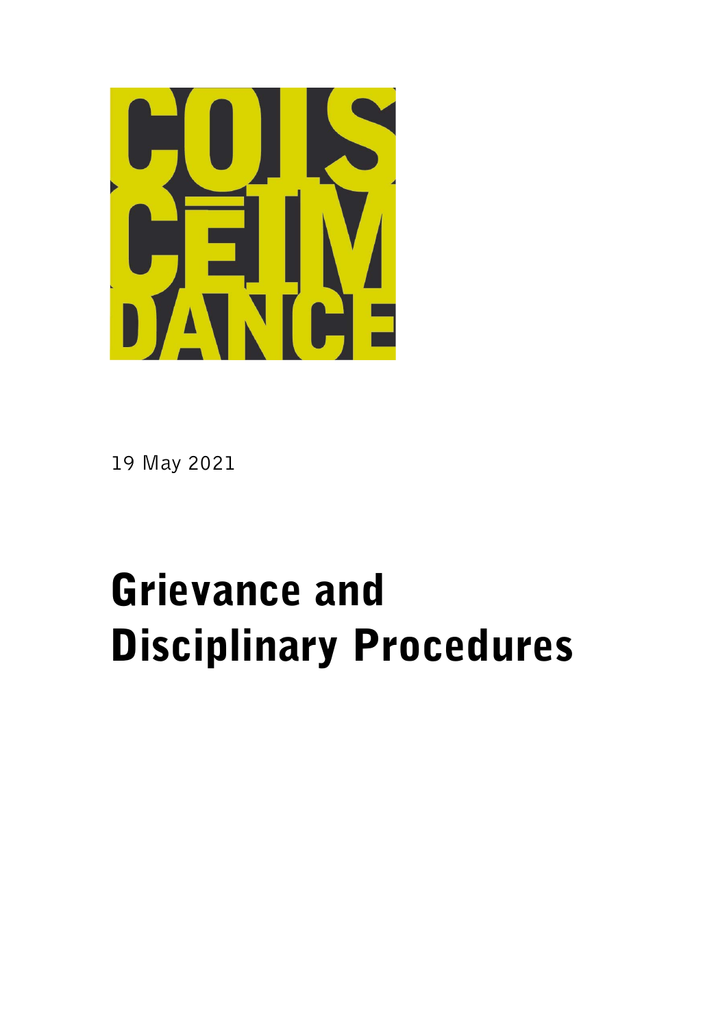19 May 2021

# Grievance and Disciplinary Procedures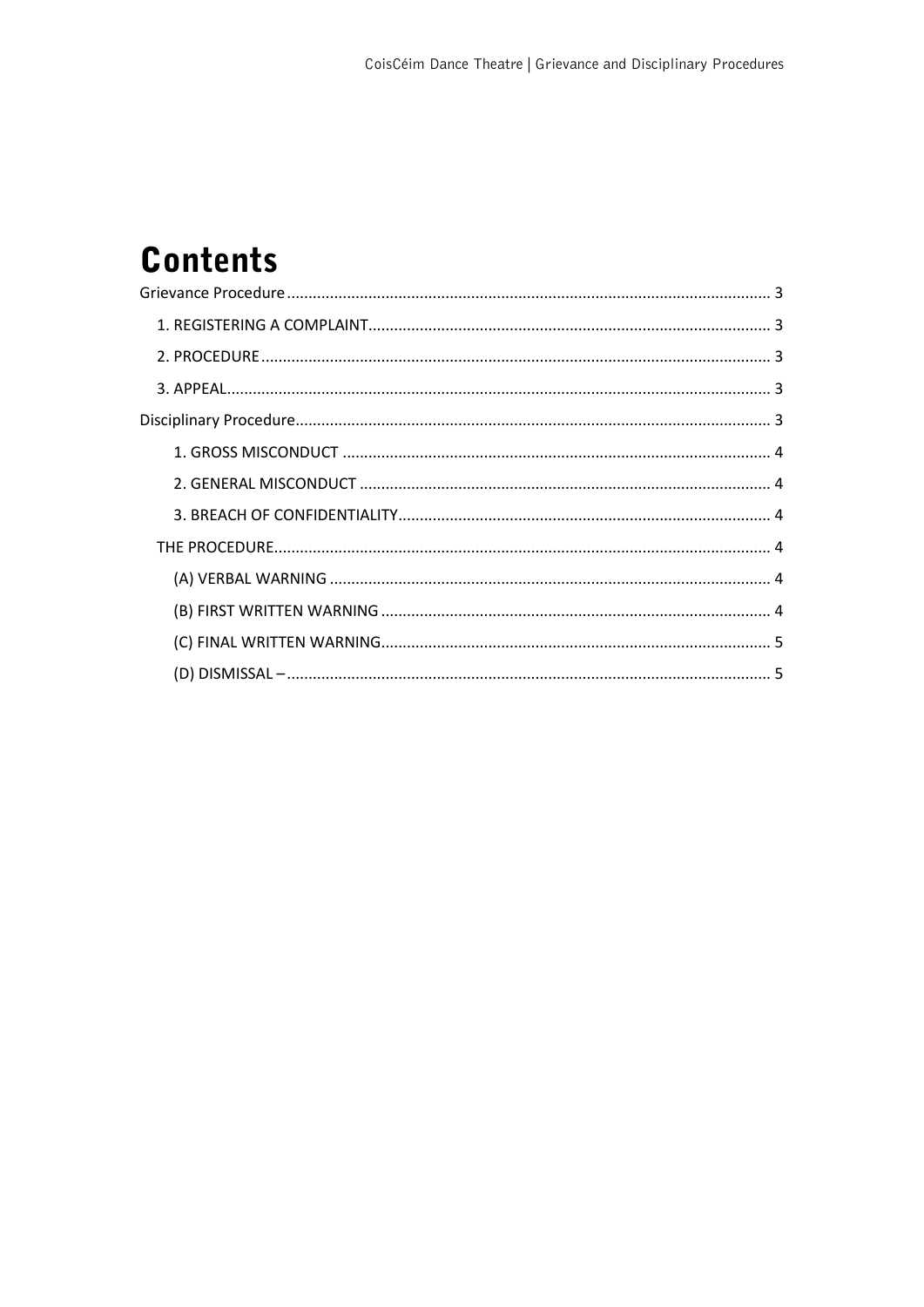# Contents

Grievance Procedure ..................................................................................................................... 3

- 1. REGISTERING A COMPLAINT ............................................................................................ 3
- 2. PROCEDURE ..................................................................................................................... 3
- 3. APPEAL ............................................................................................................................. 3

Disciplinary Procedure ................................................................................................................. 3

- 1. GROSS MISCONDUCT ................................................................................................... 4
- 2. GENERAL MISCONDUCT ............................................................................................... 4
- 3. BREACH OF CONFIDENTIALITY ..................................................................................... 4

THE PROCEDURE ....................................................................................................................... 4

- (A) VERBAL WARNING ...................................................................................................... 4
- (B) FIRST WRITTEN WARNING .......................................................................................... 4
- (C) FINAL WRITTEN WARNING .......................................................................................... 5
- (D) DISMISSAL – ............................................................................................................... 5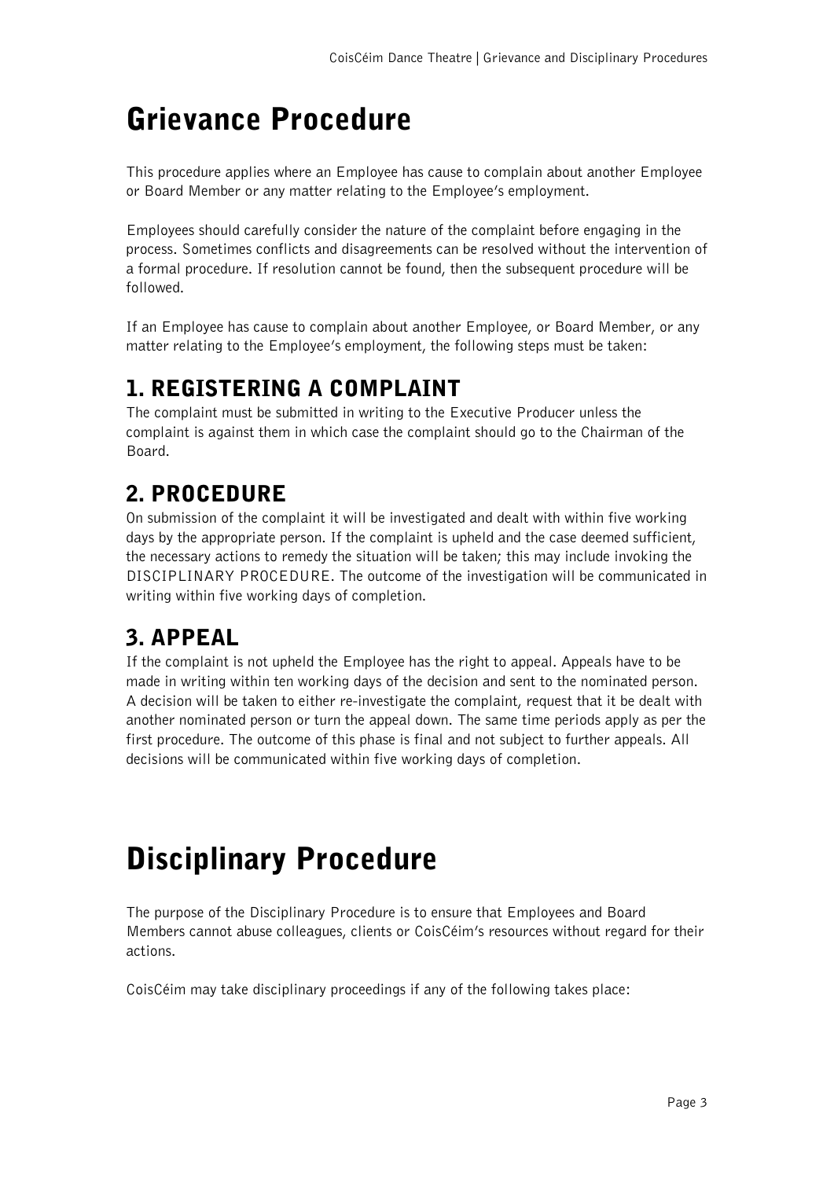# Grievance Procedure

This procedure applies where an Employee has cause to complain about another Employee or Board Member or any matter relating to the Employee's employment.

Employees should carefully consider the nature of the complaint before engaging in the process. Sometimes conflicts and disagreements can be resolved without the intervention of a formal procedure. If resolution cannot be found, then the subsequent procedure will be followed.

If an Employee has cause to complain about another Employee, or Board Member, or any matter relating to the Employee's employment, the following steps must be taken:

## 1. REGISTERING A COMPLAINT

The complaint must be submitted in writing to the Executive Producer unless the complaint is against them in which case the complaint should go to the Chairman of the Board.

## 2. PROCEDURE

On submission of the complaint it will be investigated and dealt with within five working days by the appropriate person. If the complaint is upheld and the case deemed sufficient, the necessary actions to remedy the situation will be taken; this may include invoking the DISCIPLINARY PROCEDURE. The outcome of the investigation will be communicated in writing within five working days of completion.

## 3. APPEAL

If the complaint is not upheld the Employee has the right to appeal. Appeals have to be made in writing within ten working days of the decision and sent to the nominated person. A decision will be taken to either re-investigate the complaint, request that it be dealt with another nominated person or turn the appeal down. The same time periods apply as per the first procedure. The outcome of this phase is final and not subject to further appeals. All decisions will be communicated within five working days of completion.

# Disciplinary Procedure

The purpose of the Disciplinary Procedure is to ensure that Employees and Board Members cannot abuse colleagues, clients or CoisCéim's resources without regard for their actions.

CoisCéim may take disciplinary proceedings if any of the following takes place: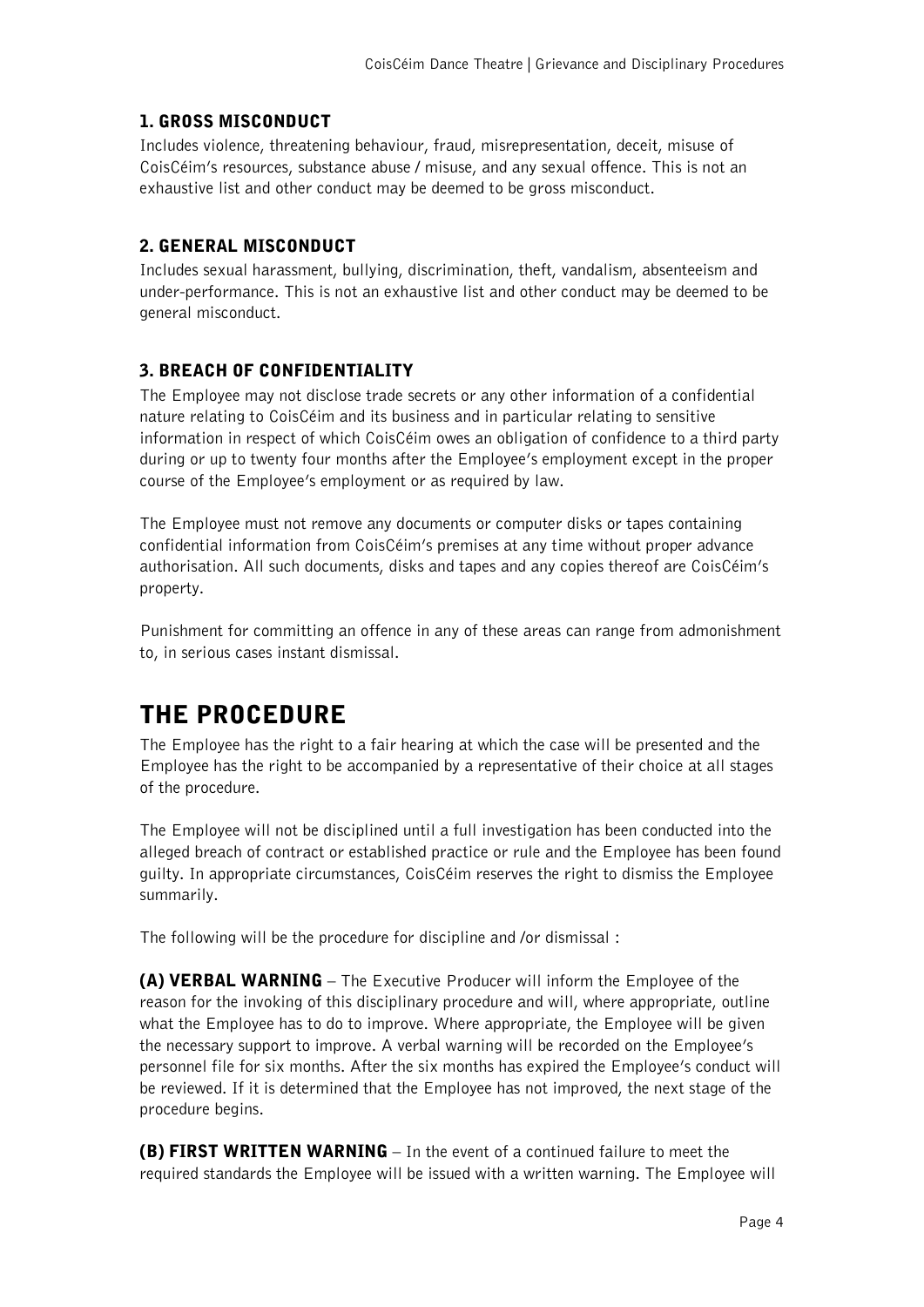### 1. GROSS MISCONDUCT

Includes violence, threatening behaviour, fraud, misrepresentation, deceit, misuse of CoisCéim's resources, substance abuse / misuse, and any sexual offence. This is not an exhaustive list and other conduct may be deemed to be gross misconduct.

### 2. GENERAL MISCONDUCT

Includes sexual harassment, bullying, discrimination, theft, vandalism, absenteeism and under-performance. This is not an exhaustive list and other conduct may be deemed to be general misconduct.

### 3. BREACH OF CONFIDENTIALITY

The Employee may not disclose trade secrets or any other information of a confidential nature relating to CoisCéim and its business and in particular relating to sensitive information in respect of which CoisCéim owes an obligation of confidence to a third party during or up to twenty four months after the Employee's employment except in the proper course of the Employee's employment or as required by law.

The Employee must not remove any documents or computer disks or tapes containing confidential information from CoisCéim's premises at any time without proper advance authorisation. All such documents, disks and tapes and any copies thereof are CoisCéim's property.

Punishment for committing an offence in any of these areas can range from admonishment to, in serious cases instant dismissal.

## THE PROCEDURE

The Employee has the right to a fair hearing at which the case will be presented and the Employee has the right to be accompanied by a representative of their choice at all stages of the procedure.

The Employee will not be disciplined until a full investigation has been conducted into the alleged breach of contract or established practice or rule and the Employee has been found guilty. In appropriate circumstances, CoisCéim reserves the right to dismiss the Employee summarily.

The following will be the procedure for discipline and /or dismissal :

**(A) VERBAL WARNING** – The Executive Producer will inform the Employee of the reason for the invoking of this disciplinary procedure and will, where appropriate, outline what the Employee has to do to improve. Where appropriate, the Employee will be given the necessary support to improve. A verbal warning will be recorded on the Employee's personnel file for six months. After the six months has expired the Employee's conduct will be reviewed. If it is determined that the Employee has not improved, the next stage of the procedure begins.

**(B) FIRST WRITTEN WARNING** – In the event of a continued failure to meet the required standards the Employee will be issued with a written warning. The Employee will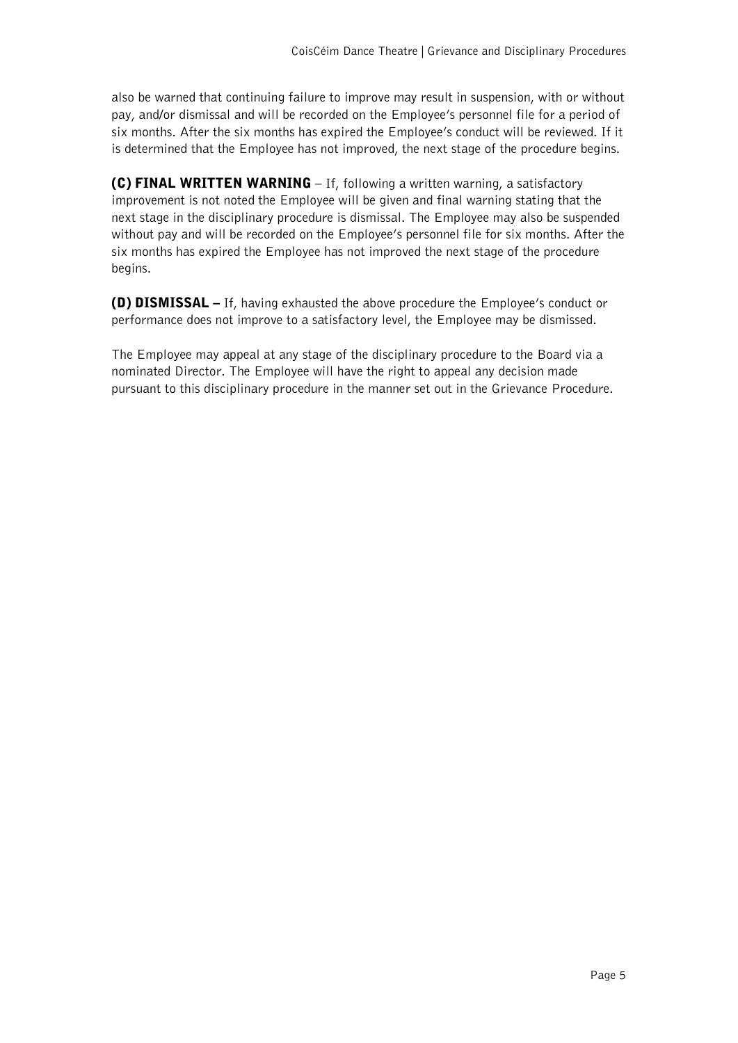also be warned that continuing failure to improve may result in suspension, with or without pay, and/or dismissal and will be recorded on the Employee's personnel file for a period of six months. After the six months has expired the Employee's conduct will be reviewed. If it is determined that the Employee has not improved, the next stage of the procedure begins.

**(C) FINAL WRITTEN WARNING** – If, following a written warning, a satisfactory improvement is not noted the Employee will be given and final warning stating that the next stage in the disciplinary procedure is dismissal. The Employee may also be suspended without pay and will be recorded on the Employee's personnel file for six months. After the six months has expired the Employee has not improved the next stage of the procedure begins.

**(D) DISMISSAL –** If, having exhausted the above procedure the Employee's conduct or performance does not improve to a satisfactory level, the Employee may be dismissed.

The Employee may appeal at any stage of the disciplinary procedure to the Board via a nominated Director. The Employee will have the right to appeal any decision made pursuant to this disciplinary procedure in the manner set out in the Grievance Procedure.